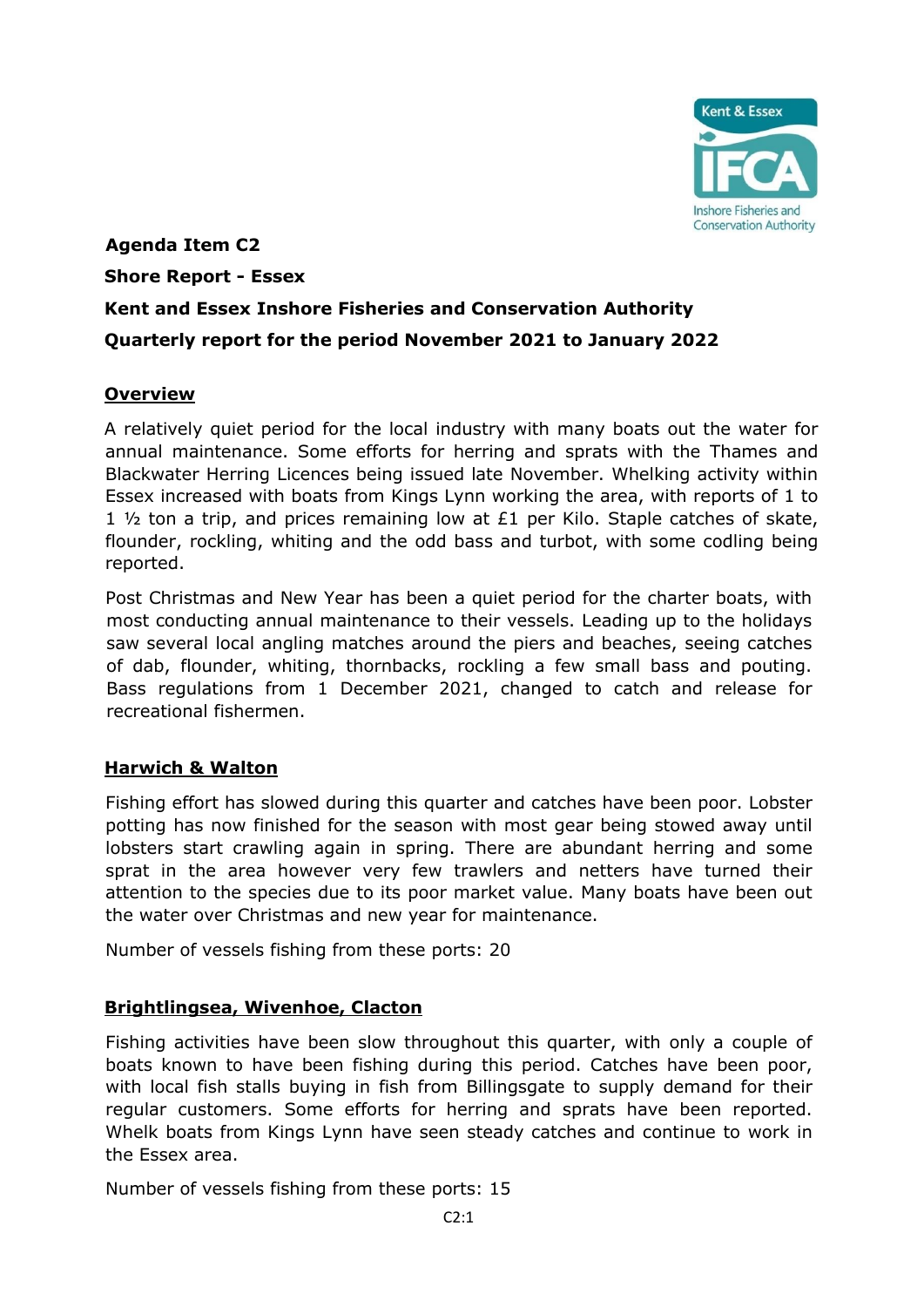**Agenda Item C2**

**Shore Report - Essex**

**Kent and Essex Inshore Fisheries and Conservation Authority**

**Quarterly report for the period November 2021 to January 2022**

## Overview

A relatively quiet period for the local industry with many boats out the water for annual maintenance. Some efforts for herring and sprats with the Thames and Blackwater Herring Licences being issued late November. Whelking activity within Essex increased with boats from Kings Lynn working the area, with reports of 1 to 1 ½ ton a trip, and prices remaining low at £1 per Kilo. Staple catches of skate, flounder, rockling, whiting and the odd bass and turbot, with some codling being reported.

Post Christmas and New Year has been a quiet period for the charter boats, with most conducting annual maintenance to their vessels. Leading up to the holidays saw several local angling matches around the piers and beaches, seeing catches of dab, flounder, whiting, thornbacks, rockling a few small bass and pouting. Bass regulations from 1 December 2021, changed to catch and release for recreational fishermen.

## Harwich & Walton

Fishing effort has slowed during this quarter and catches have been poor. Lobster potting has now finished for the season with most gear being stowed away until lobsters start crawling again in spring. There are abundant herring and some sprat in the area however very few trawlers and netters have turned their attention to the species due to its poor market value. Many boats have been out the water over Christmas and new year for maintenance.

Number of vessels fishing from these ports: 20

## Brightlingsea, Wivenhoe, Clacton

Fishing activities have been slow throughout this quarter, with only a couple of boats known to have been fishing during this period. Catches have been poor, with local fish stalls buying in fish from Billingsgate to supply demand for their regular customers. Some efforts for herring and sprats have been reported. Whelk boats from Kings Lynn have seen steady catches and continue to work in the Essex area.

Number of vessels fishing from these ports: 15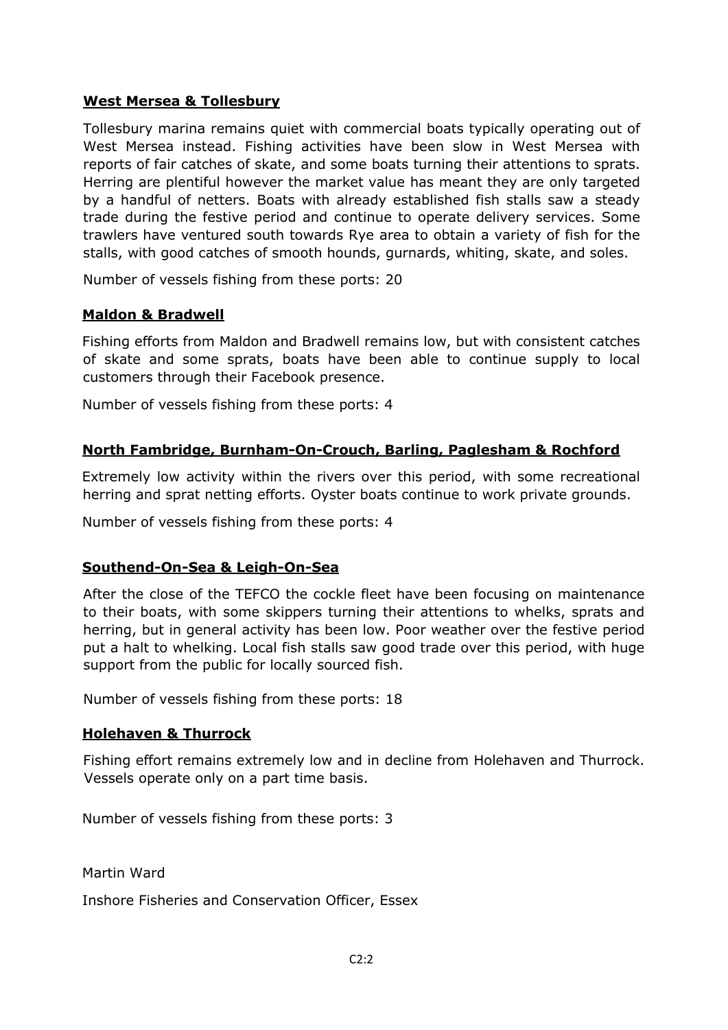## West Mersea & Tollesbury

Tollesbury marina remains quiet with commercial boats typically operating out of West Mersea instead. Fishing activities have been slow in West Mersea with reports of fair catches of skate, and some boats turning their attentions to sprats. Herring are plentiful however the market value has meant they are only targeted by a handful of netters. Boats with already established fish stalls saw a steady trade during the festive period and continue to operate delivery services. Some trawlers have ventured south towards Rye area to obtain a variety of fish for the stalls, with good catches of smooth hounds, gurnards, whiting, skate, and soles.

Number of vessels fishing from these ports: 20

## Maldon & Bradwell

Fishing efforts from Maldon and Bradwell remains low, but with consistent catches of skate and some sprats, boats have been able to continue supply to local customers through their Facebook presence.

Number of vessels fishing from these ports: 4

## North Fambridge, Burnham-On-Crouch, Barling, Paglesham & Rochford

Extremely low activity within the rivers over this period, with some recreational herring and sprat netting efforts. Oyster boats continue to work private grounds.

Number of vessels fishing from these ports: 4

## Southend-On-Sea & Leigh-On-Sea

After the close of the TEFCO the cockle fleet have been focusing on maintenance to their boats, with some skippers turning their attentions to whelks, sprats and herring, but in general activity has been low. Poor weather over the festive period put a halt to whelking. Local fish stalls saw good trade over this period, with huge support from the public for locally sourced fish.

Number of vessels fishing from these ports: 18

## Holehaven & Thurrock

Fishing effort remains extremely low and in decline from Holehaven and Thurrock. Vessels operate only on a part time basis.

Number of vessels fishing from these ports: 3

Martin Ward

Inshore Fisheries and Conservation Officer, Essex

C2:2